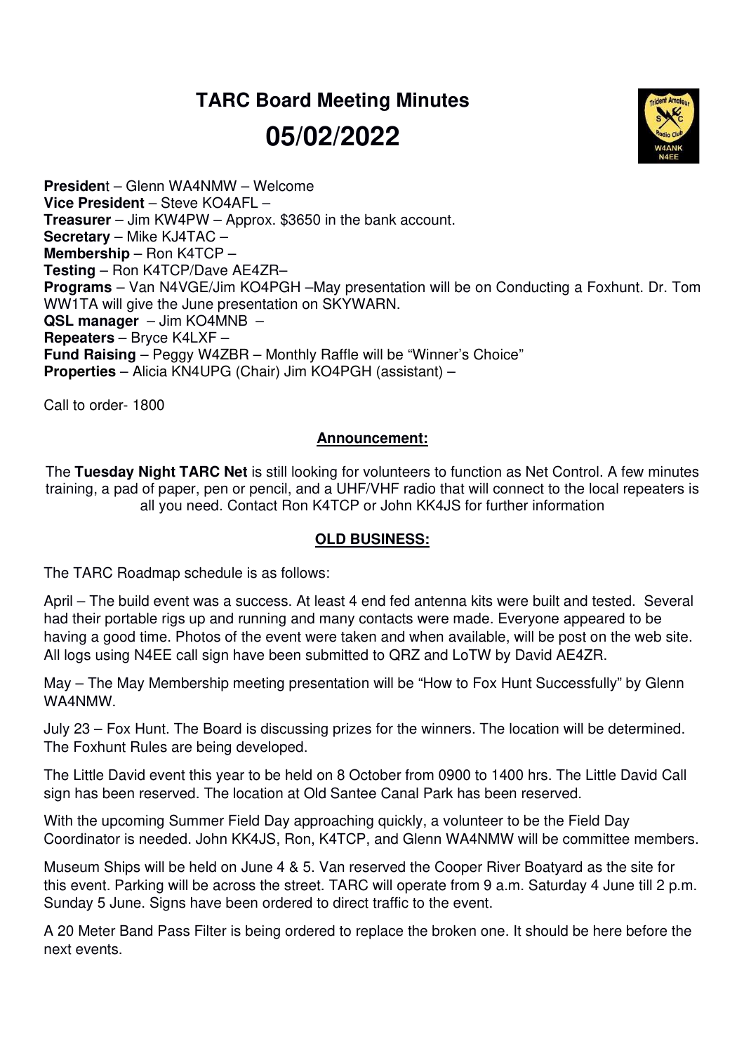# TARC Board Meeting Minutes

# 05/02/2022

**President** – Glenn WA4NMW – Welcome
**Vice President** – Steve KO4AFL –
**Treasurer** – Jim KW4PW – Approx. $3650 in the bank account.
**Secretary** – Mike KJ4TAC –
**Membership** – Ron K4TCP –
**Testing** – Ron K4TCP/Dave AE4ZR–
**Programs** – Van N4VGE/Jim KO4PGH –May presentation will be on Conducting a Foxhunt. Dr. Tom WW1TA will give the June presentation on SKYWARN.
**QSL manager** – Jim KO4MNB –
**Repeaters** – Bryce K4LXF –
**Fund Raising** – Peggy W4ZBR – Monthly Raffle will be "Winner's Choice"
**Properties** – Alicia KN4UPG (Chair) Jim KO4PGH (assistant) –

Call to order- 1800

## Announcement:

The **Tuesday Night TARC Net** is still looking for volunteers to function as Net Control. A few minutes training, a pad of paper, pen or pencil, and a UHF/VHF radio that will connect to the local repeaters is all you need. Contact Ron K4TCP or John KK4JS for further information

## OLD BUSINESS:

The TARC Roadmap schedule is as follows:

April – The build event was a success. At least 4 end fed antenna kits were built and tested. Several had their portable rigs up and running and many contacts were made. Everyone appeared to be having a good time. Photos of the event were taken and when available, will be post on the web site. All logs using N4EE call sign have been submitted to QRZ and LoTW by David AE4ZR.

May – The May Membership meeting presentation will be "How to Fox Hunt Successfully" by Glenn WA4NMW.

July 23 – Fox Hunt. The Board is discussing prizes for the winners. The location will be determined. The Foxhunt Rules are being developed.

The Little David event this year to be held on 8 October from 0900 to 1400 hrs. The Little David Call sign has been reserved. The location at Old Santee Canal Park has been reserved.

With the upcoming Summer Field Day approaching quickly, a volunteer to be the Field Day Coordinator is needed. John KK4JS, Ron, K4TCP, and Glenn WA4NMW will be committee members.

Museum Ships will be held on June 4 & 5. Van reserved the Cooper River Boatyard as the site for this event. Parking will be across the street. TARC will operate from 9 a.m. Saturday 4 June till 2 p.m. Sunday 5 June. Signs have been ordered to direct traffic to the event.

A 20 Meter Band Pass Filter is being ordered to replace the broken one. It should be here before the next events.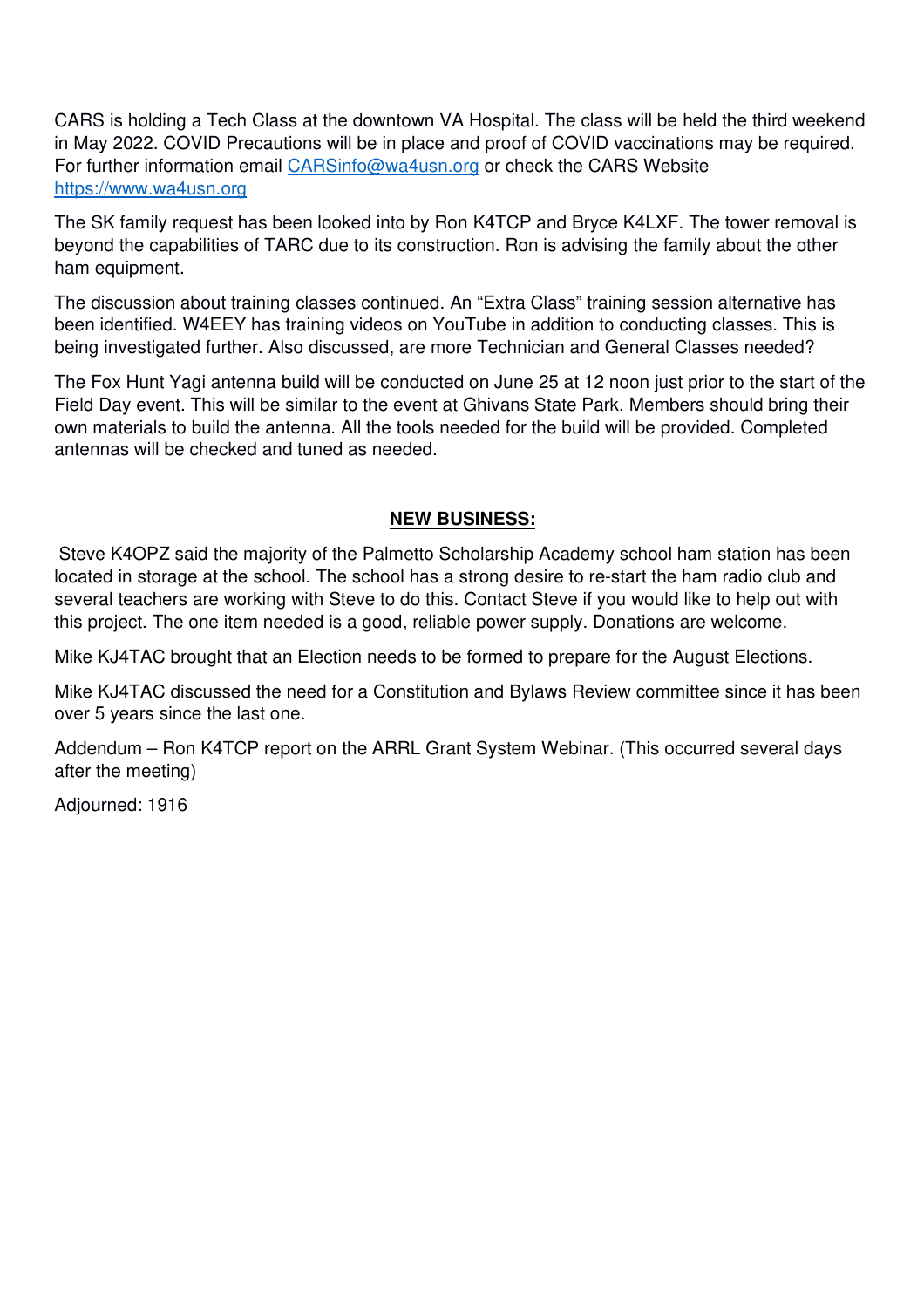CARS is holding a Tech Class at the downtown VA Hospital. The class will be held the third weekend in May 2022. COVID Precautions will be in place and proof of COVID vaccinations may be required. For further information email [CARSinfo@wa4usn.org](mailto:CARSinfo@wa4usn.org) or check the CARS Website [https://www.wa4usn.org](https://www.wa4usn.org)

The SK family request has been looked into by Ron K4TCP and Bryce K4LXF. The tower removal is beyond the capabilities of TARC due to its construction. Ron is advising the family about the other ham equipment.

The discussion about training classes continued. An "Extra Class" training session alternative has been identified. W4EEY has training videos on YouTube in addition to conducting classes. This is being investigated further. Also discussed, are more Technician and General Classes needed?

The Fox Hunt Yagi antenna build will be conducted on June 25 at 12 noon just prior to the start of the Field Day event. This will be similar to the event at Ghivans State Park. Members should bring their own materials to build the antenna. All the tools needed for the build will be provided. Completed antennas will be checked and tuned as needed.

## NEW BUSINESS:

Steve K4OPZ said the majority of the Palmetto Scholarship Academy school ham station has been located in storage at the school. The school has a strong desire to re-start the ham radio club and several teachers are working with Steve to do this. Contact Steve if you would like to help out with this project. The one item needed is a good, reliable power supply. Donations are welcome.

Mike KJ4TAC brought that an Election needs to be formed to prepare for the August Elections.

Mike KJ4TAC discussed the need for a Constitution and Bylaws Review committee since it has been over 5 years since the last one.

Addendum – Ron K4TCP report on the ARRL Grant System Webinar. (This occurred several days after the meeting)

Adjourned: 1916